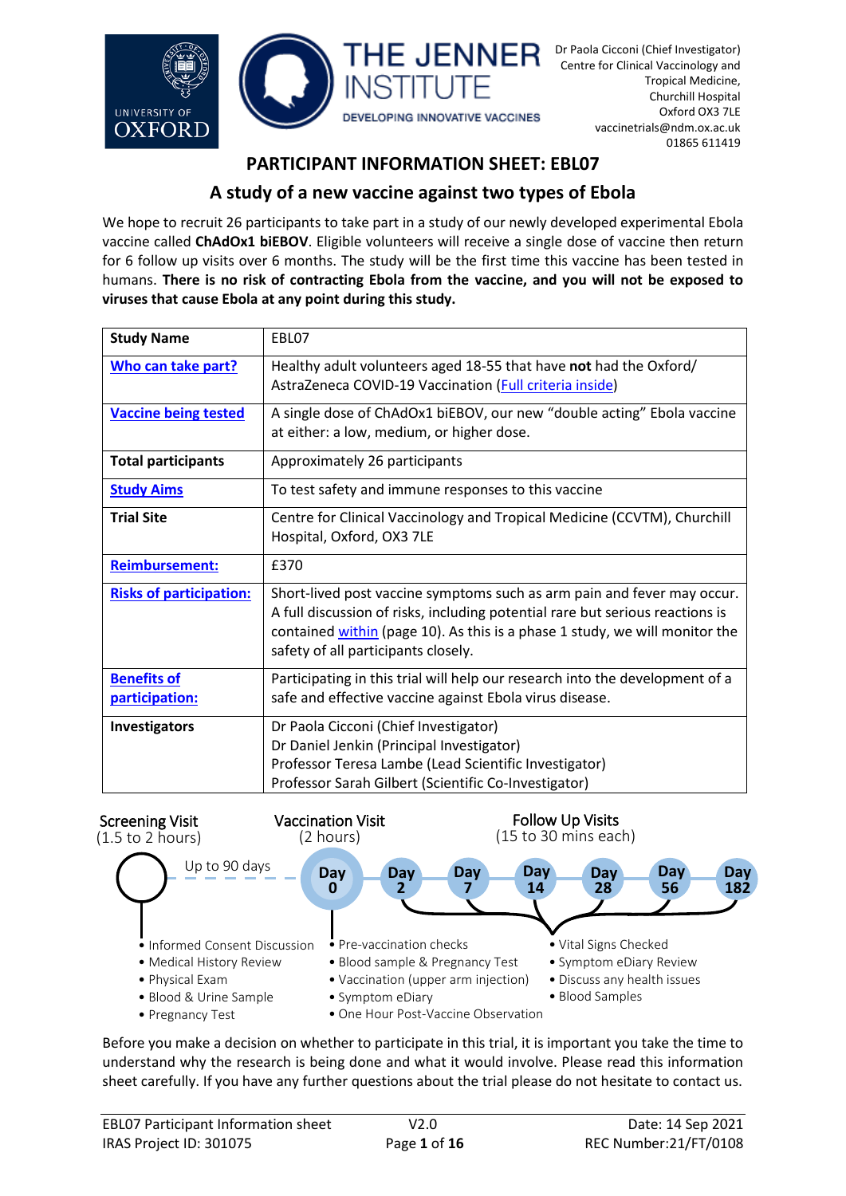Dr Paola Cicconi (Chief Investigator)
Centre for Clinical Vaccinology and Tropical Medicine,
Churchill Hospital
Oxford OX3 7LE
vaccinetrials@ndm.ox.ac.uk
01865 611419

# PARTICIPANT INFORMATION SHEET: EBL07

## A study of a new vaccine against two types of Ebola

We hope to recruit 26 participants to take part in a study of our newly developed experimental Ebola vaccine called **ChAdOx1 biEBOV**. Eligible volunteers will receive a single dose of vaccine then return for 6 follow up visits over 6 months. The study will be the first time this vaccine has been tested in humans. **There is no risk of contracting Ebola from the vaccine, and you will not be exposed to viruses that cause Ebola at any point during this study.**

| **Study Name** | EBL07 |
|---|---|
| **Who can take part?** | Healthy adult volunteers aged 18-55 that have **not** had the Oxford/ AstraZeneca COVID-19 Vaccination (Full criteria inside) |
| **Vaccine being tested** | A single dose of ChAdOx1 biEBOV, our new "double acting" Ebola vaccine at either: a low, medium, or higher dose. |
| **Total participants** | Approximately 26 participants |
| **Study Aims** | To test safety and immune responses to this vaccine |
| **Trial Site** | Centre for Clinical Vaccinology and Tropical Medicine (CCVTM), Churchill Hospital, Oxford, OX3 7LE |
| **Reimbursement:** | £370 |
| **Risks of participation:** | Short-lived post vaccine symptoms such as arm pain and fever may occur. A full discussion of risks, including potential rare but serious reactions is contained within (page 10). As this is a phase 1 study, we will monitor the safety of all participants closely. |
| **Benefits of participation:** | Participating in this trial will help our research into the development of a safe and effective vaccine against Ebola virus disease. |
| **Investigators** | Dr Paola Cicconi (Chief Investigator)<br>Dr Daniel Jenkin (Principal Investigator)<br>Professor Teresa Lambe (Lead Scientific Investigator)<br>Professor Sarah Gilbert (Scientific Co-Investigator) |

**Screening Visit** (1.5 to 2 hours) — up to 90 days before vaccination
- Informed Consent Discussion
- Medical History Review
- Physical Exam
- Blood & Urine Sample
- Pregnancy Test

**Vaccination Visit** (2 hours) — Day 0
- Pre-vaccination checks
- Blood sample & Pregnancy Test
- Vaccination (upper arm injection)
- Symptom eDiary
- One Hour Post-Vaccine Observation

**Follow Up Visits** (15 to 30 mins each) — Day 2, Day 7, Day 14, Day 28, Day 56, Day 182
- Vital Signs Checked
- Symptom eDiary Review
- Discuss any health issues
- Blood Samples

Before you make a decision on whether to participate in this trial, it is important you take the time to understand why the research is being done and what it would involve. Please read this information sheet carefully. If you have any further questions about the trial please do not hesitate to contact us.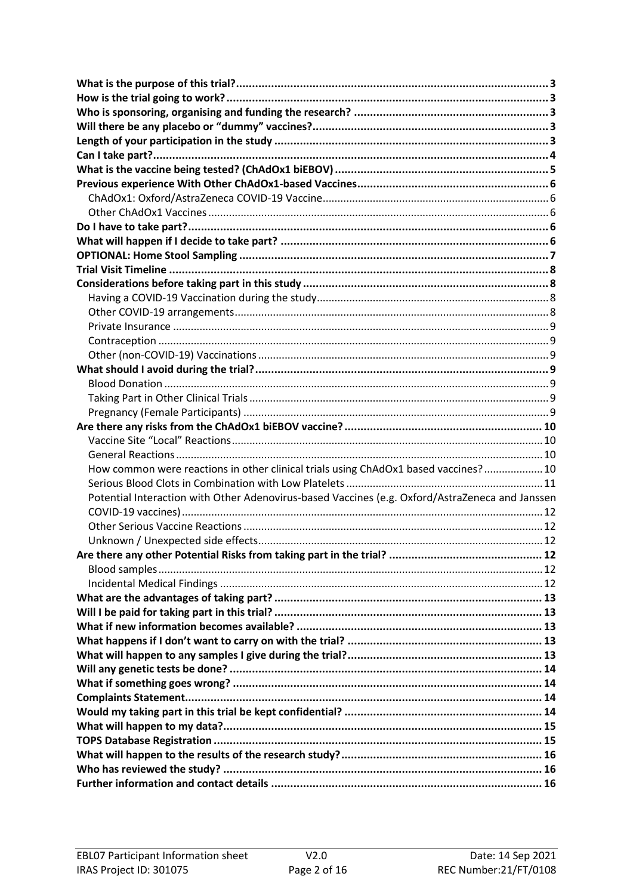**What is the purpose of this trial?** ........ 3
**How is the trial going to work?** ........ 3
**Who is sponsoring, organising and funding the research?** ........ 3
**Will there be any placebo or "dummy" vaccines?** ........ 3
**Length of your participation in the study** ........ 3
**Can I take part?** ........ 4
**What is the vaccine being tested? (ChAdOx1 biEBOV)** ........ 5
**Previous experience With Other ChAdOx1-based Vaccines** ........ 6
- ChAdOx1: Oxford/AstraZeneca COVID-19 Vaccine ........ 6
- Other ChAdOx1 Vaccines ........ 6

**Do I have to take part?** ........ 6
**What will happen if I decide to take part?** ........ 6
**OPTIONAL: Home Stool Sampling** ........ 7
**Trial Visit Timeline** ........ 8
**Considerations before taking part in this study** ........ 8
- Having a COVID-19 Vaccination during the study ........ 8
- Other COVID-19 arrangements ........ 8
- Private Insurance ........ 9
- Contraception ........ 9
- Other (non-COVID-19) Vaccinations ........ 9

**What should I avoid during the trial?** ........ 9
- Blood Donation ........ 9
- Taking Part in Other Clinical Trials ........ 9
- Pregnancy (Female Participants) ........ 9

**Are there any risks from the ChAdOx1 biEBOV vaccine?** ........ 10
- Vaccine Site "Local" Reactions ........ 10
- General Reactions ........ 10
- How common were reactions in other clinical trials using ChAdOx1 based vaccines? ........ 10
- Serious Blood Clots in Combination with Low Platelets ........ 11
- Potential Interaction with Other Adenovirus-based Vaccines (e.g. Oxford/AstraZeneca and Janssen COVID-19 vaccines) ........ 12
- Other Serious Vaccine Reactions ........ 12
- Unknown / Unexpected side effects ........ 12

**Are there any other Potential Risks from taking part in the trial?** ........ 12
- Blood samples ........ 12
- Incidental Medical Findings ........ 12

**What are the advantages of taking part?** ........ 13
**Will I be paid for taking part in this trial?** ........ 13
**What if new information becomes available?** ........ 13
**What happens if I don't want to carry on with the trial?** ........ 13
**What will happen to any samples I give during the trial?** ........ 13
**Will any genetic tests be done?** ........ 14
**What if something goes wrong?** ........ 14
**Complaints Statement** ........ 14
**Would my taking part in this trial be kept confidential?** ........ 14
**What will happen to my data?** ........ 15
**TOPS Database Registration** ........ 15
**What will happen to the results of the research study?** ........ 16
**Who has reviewed the study?** ........ 16
**Further information and contact details** ........ 16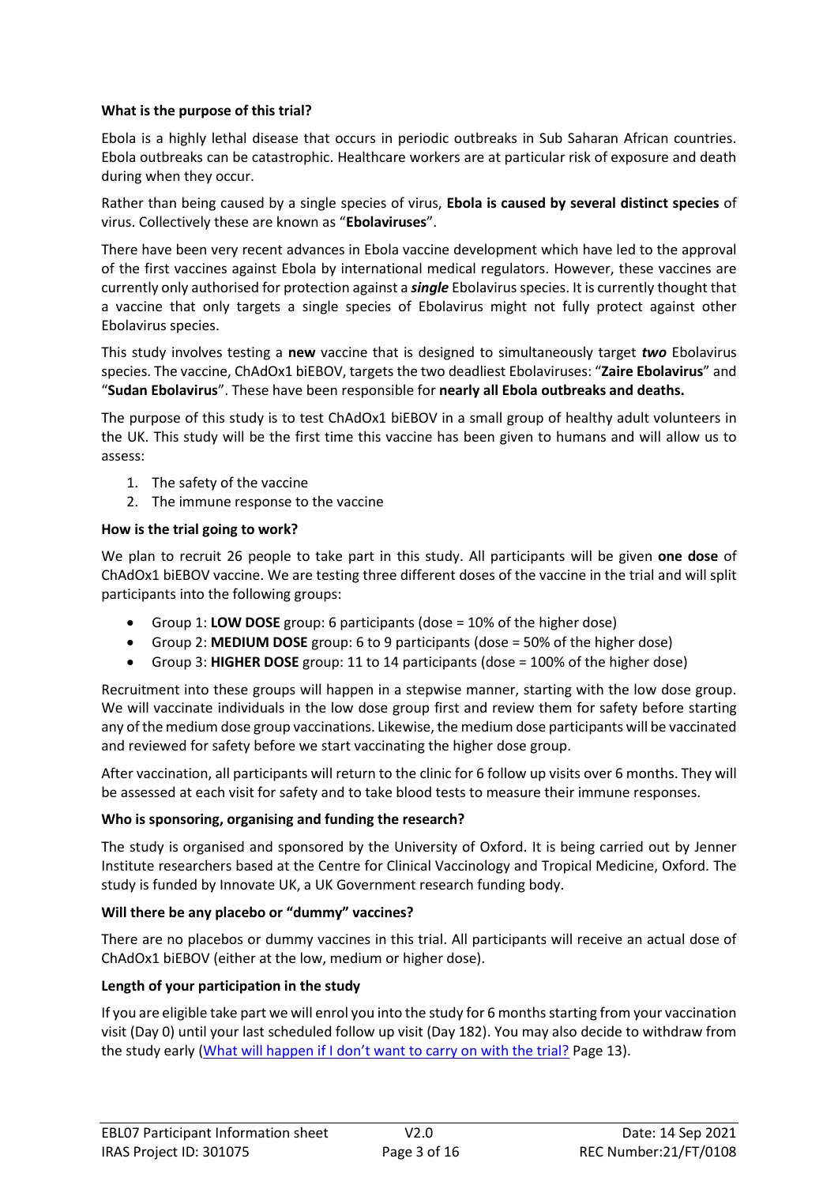**What is the purpose of this trial?**

Ebola is a highly lethal disease that occurs in periodic outbreaks in Sub Saharan African countries. Ebola outbreaks can be catastrophic. Healthcare workers are at particular risk of exposure and death during when they occur.

Rather than being caused by a single species of virus, **Ebola is caused by several distinct species** of virus. Collectively these are known as "**Ebolaviruses**".

There have been very recent advances in Ebola vaccine development which have led to the approval of the first vaccines against Ebola by international medical regulators. However, these vaccines are currently only authorised for protection against a ***single*** Ebolavirus species. It is currently thought that a vaccine that only targets a single species of Ebolavirus might not fully protect against other Ebolavirus species.

This study involves testing a **new** vaccine that is designed to simultaneously target ***two*** Ebolavirus species. The vaccine, ChAdOx1 biEBOV, targets the two deadliest Ebolaviruses: "**Zaire Ebolavirus**" and "**Sudan Ebolavirus**". These have been responsible for **nearly all Ebola outbreaks and deaths.**

The purpose of this study is to test ChAdOx1 biEBOV in a small group of healthy adult volunteers in the UK. This study will be the first time this vaccine has been given to humans and will allow us to assess:

1. The safety of the vaccine
2. The immune response to the vaccine

**How is the trial going to work?**

We plan to recruit 26 people to take part in this study. All participants will be given **one dose** of ChAdOx1 biEBOV vaccine. We are testing three different doses of the vaccine in the trial and will split participants into the following groups:

- Group 1: **LOW DOSE** group: 6 participants (dose = 10% of the higher dose)
- Group 2: **MEDIUM DOSE** group: 6 to 9 participants (dose = 50% of the higher dose)
- Group 3: **HIGHER DOSE** group: 11 to 14 participants (dose = 100% of the higher dose)

Recruitment into these groups will happen in a stepwise manner, starting with the low dose group. We will vaccinate individuals in the low dose group first and review them for safety before starting any of the medium dose group vaccinations. Likewise, the medium dose participants will be vaccinated and reviewed for safety before we start vaccinating the higher dose group.

After vaccination, all participants will return to the clinic for 6 follow up visits over 6 months. They will be assessed at each visit for safety and to take blood tests to measure their immune responses.

**Who is sponsoring, organising and funding the research?**

The study is organised and sponsored by the University of Oxford. It is being carried out by Jenner Institute researchers based at the Centre for Clinical Vaccinology and Tropical Medicine, Oxford. The study is funded by Innovate UK, a UK Government research funding body.

**Will there be any placebo or "dummy" vaccines?**

There are no placebos or dummy vaccines in this trial. All participants will receive an actual dose of ChAdOx1 biEBOV (either at the low, medium or higher dose).

**Length of your participation in the study**

If you are eligible take part we will enrol you into the study for 6 months starting from your vaccination visit (Day 0) until your last scheduled follow up visit (Day 182). You may also decide to withdraw from the study early (What will happen if I don't want to carry on with the trial? Page 13).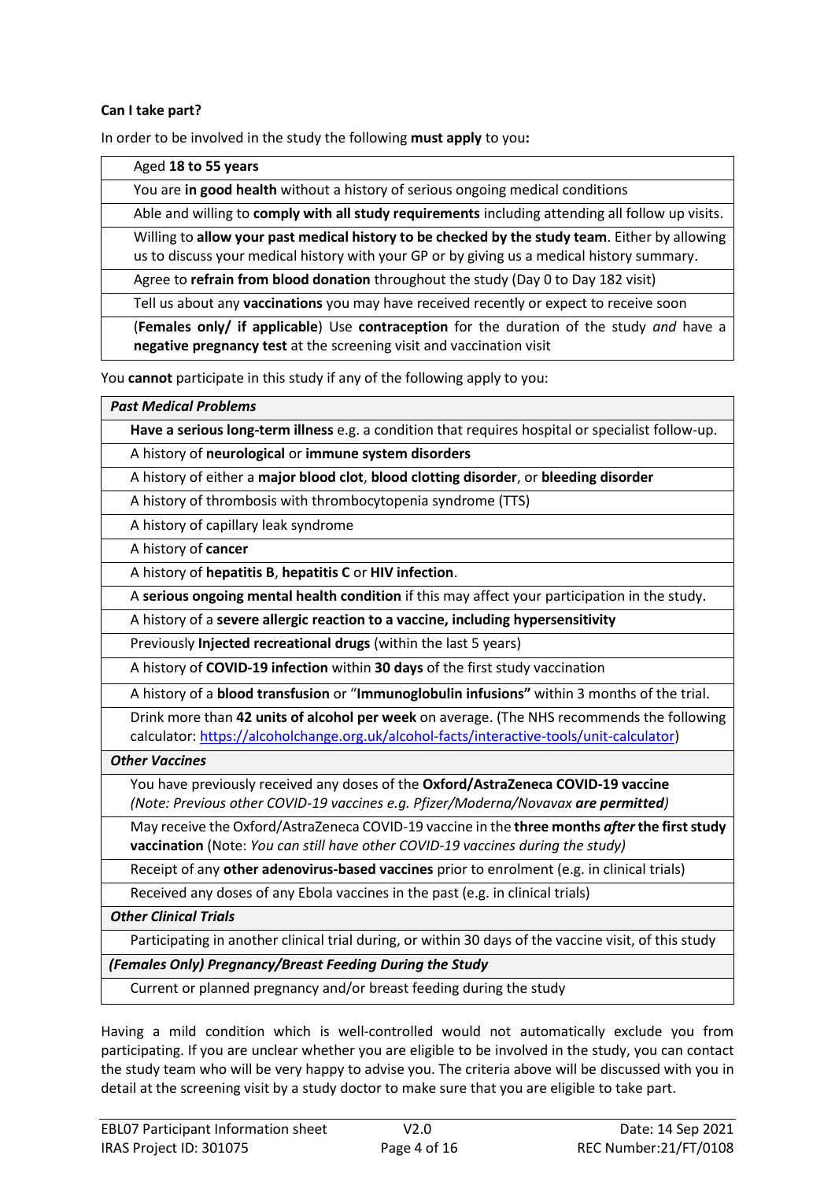**Can I take part?**

In order to be involved in the study the following **must apply** to you**:**

| |
|---|
| Aged **18 to 55 years** |
| You are **in good health** without a history of serious ongoing medical conditions |
| Able and willing to **comply with all study requirements** including attending all follow up visits. |
| Willing to **allow your past medical history to be checked by the study team**. Either by allowing us to discuss your medical history with your GP or by giving us a medical history summary. |
| Agree to **refrain from blood donation** throughout the study (Day 0 to Day 182 visit) |
| Tell us about any **vaccinations** you may have received recently or expect to receive soon |
| (**Females only/ if applicable**) Use **contraception** for the duration of the study *and* have a **negative pregnancy test** at the screening visit and vaccination visit |

You **cannot** participate in this study if any of the following apply to you:

| ***Past Medical Problems*** |
|---|
| **Have a serious long-term illness** e.g. a condition that requires hospital or specialist follow-up. |
| A history of **neurological** or **immune system disorders** |
| A history of either a **major blood clot**, **blood clotting disorder**, or **bleeding disorder** |
| A history of thrombosis with thrombocytopenia syndrome (TTS) |
| A history of capillary leak syndrome |
| A history of **cancer** |
| A history of **hepatitis B**, **hepatitis C** or **HIV infection**. |
| A **serious ongoing mental health condition** if this may affect your participation in the study. |
| A history of a **severe allergic reaction to a vaccine, including hypersensitivity** |
| Previously **Injected recreational drugs** (within the last 5 years) |
| A history of **COVID-19 infection** within **30 days** of the first study vaccination |
| A history of a **blood transfusion** or "**Immunoglobulin infusions"** within 3 months of the trial. |
| Drink more than **42 units of alcohol per week** on average. (The NHS recommends the following calculator: https://alcoholchange.org.uk/alcohol-facts/interactive-tools/unit-calculator) |
| ***Other Vaccines*** |
| You have previously received any doses of the **Oxford/AstraZeneca COVID-19 vaccine** *(Note: Previous other COVID-19 vaccines e.g. Pfizer/Moderna/Novavax* ***are permitted****)* |
| May receive the Oxford/AstraZeneca COVID-19 vaccine in the **three months *after* the first study vaccination** (Note: *You can still have other COVID-19 vaccines during the study)* |
| Receipt of any **other adenovirus-based vaccines** prior to enrolment (e.g. in clinical trials) |
| Received any doses of any Ebola vaccines in the past (e.g. in clinical trials) |
| ***Other Clinical Trials*** |
| Participating in another clinical trial during, or within 30 days of the vaccine visit, of this study |
| ***(Females Only) Pregnancy/Breast Feeding During the Study*** |
| Current or planned pregnancy and/or breast feeding during the study |

Having a mild condition which is well-controlled would not automatically exclude you from participating. If you are unclear whether you are eligible to be involved in the study, you can contact the study team who will be very happy to advise you. The criteria above will be discussed with you in detail at the screening visit by a study doctor to make sure that you are eligible to take part.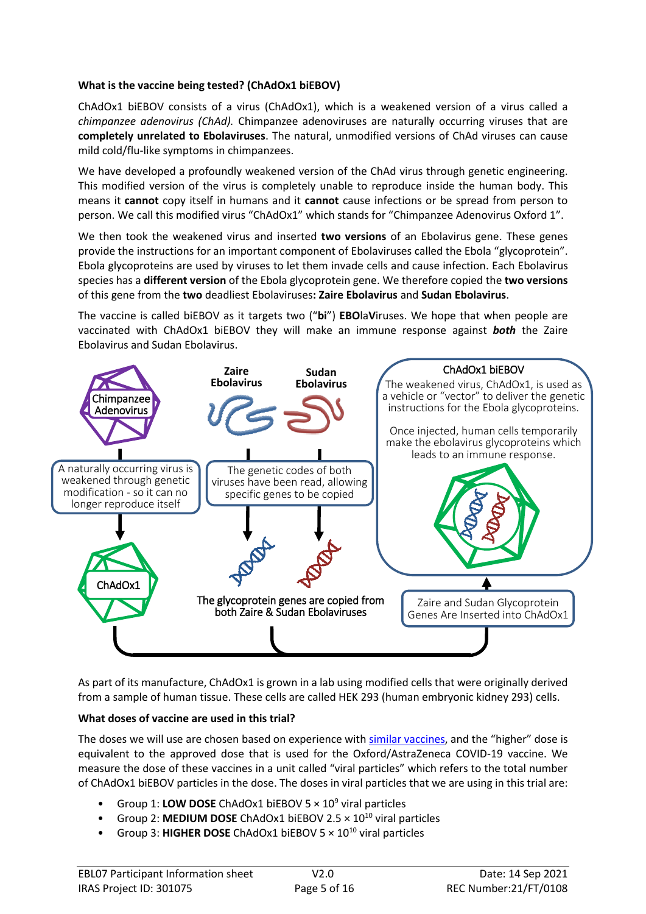**What is the vaccine being tested? (ChAdOx1 biEBOV)**

ChAdOx1 biEBOV consists of a virus (ChAdOx1), which is a weakened version of a virus called a *chimpanzee adenovirus (ChAd).* Chimpanzee adenoviruses are naturally occurring viruses that are **completely unrelated to Ebolaviruses**. The natural, unmodified versions of ChAd viruses can cause mild cold/flu-like symptoms in chimpanzees.

We have developed a profoundly weakened version of the ChAd virus through genetic engineering. This modified version of the virus is completely unable to reproduce inside the human body. This means it **cannot** copy itself in humans and it **cannot** cause infections or be spread from person to person. We call this modified virus "ChAdOx1" which stands for "Chimpanzee Adenovirus Oxford 1".

We then took the weakened virus and inserted **two versions** of an Ebolavirus gene. These genes provide the instructions for an important component of Ebolaviruses called the Ebola "glycoprotein". Ebola glycoproteins are used by viruses to let them invade cells and cause infection. Each Ebolavirus species has a **different version** of the Ebola glycoprotein gene. We therefore copied the **two versions** of this gene from the **two** deadliest Ebolaviruses**: Zaire Ebolavirus** and **Sudan Ebolavirus**.

The vaccine is called biEBOV as it targets two ("**bi**") **EBO**la**V**iruses. We hope that when people are vaccinated with ChAdOx1 biEBOV they will make an immune response against ***both*** the Zaire Ebolavirus and Sudan Ebolavirus.

Chimpanzee Adenovirus

A naturally occurring virus is weakened through genetic modification - so it can no longer reproduce itself

ChAdOx1

Zaire Ebolavirus

Sudan Ebolavirus

The genetic codes of both viruses have been read, allowing specific genes to be copied

The glycoprotein genes are copied from both Zaire & Sudan Ebolaviruses

Zaire and Sudan Glycoprotein Genes Are Inserted into ChAdOx1

ChAdOx1 biEBOV

The weakened virus, ChAdOx1, is used as a vehicle or "vector" to deliver the genetic instructions for the Ebola glycoproteins.

Once injected, human cells temporarily make the ebolavirus glycoproteins which leads to an immune response.

As part of its manufacture, ChAdOx1 is grown in a lab using modified cells that were originally derived from a sample of human tissue. These cells are called HEK 293 (human embryonic kidney 293) cells.

**What doses of vaccine are used in this trial?**

The doses we will use are chosen based on experience with similar vaccines, and the "higher" dose is equivalent to the approved dose that is used for the Oxford/AstraZeneca COVID-19 vaccine. We measure the dose of these vaccines in a unit called "viral particles" which refers to the total number of ChAdOx1 biEBOV particles in the dose. The doses in viral particles that we are using in this trial are:

- Group 1: **LOW DOSE** ChAdOx1 biEBOV $5 \times 10^9$ viral particles
- Group 2: **MEDIUM DOSE** ChAdOx1 biEBOV $2.5 \times 10^{10}$ viral particles
- Group 3: **HIGHER DOSE** ChAdOx1 biEBOV $5 \times 10^{10}$ viral particles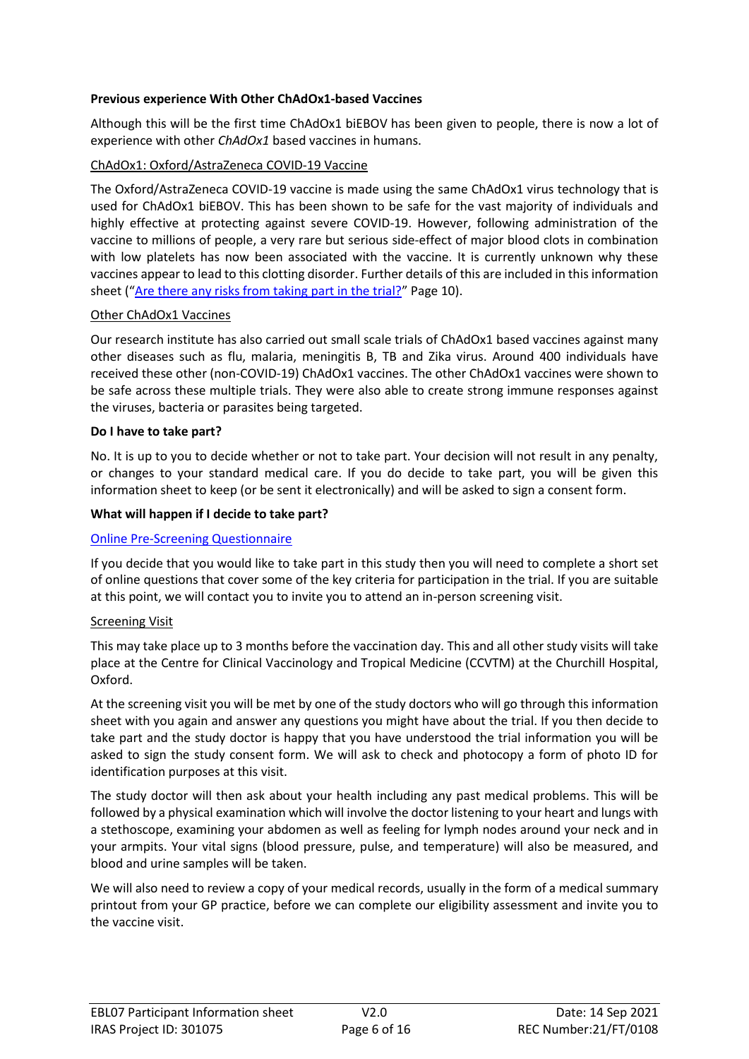**Previous experience With Other ChAdOx1-based Vaccines**

Although this will be the first time ChAdOx1 biEBOV has been given to people, there is now a lot of experience with other *ChAdOx1* based vaccines in humans.

ChAdOx1: Oxford/AstraZeneca COVID-19 Vaccine

The Oxford/AstraZeneca COVID-19 vaccine is made using the same ChAdOx1 virus technology that is used for ChAdOx1 biEBOV. This has been shown to be safe for the vast majority of individuals and highly effective at protecting against severe COVID-19. However, following administration of the vaccine to millions of people, a very rare but serious side-effect of major blood clots in combination with low platelets has now been associated with the vaccine. It is currently unknown why these vaccines appear to lead to this clotting disorder. Further details of this are included in this information sheet ("Are there any risks from taking part in the trial?" Page 10).

Other ChAdOx1 Vaccines

Our research institute has also carried out small scale trials of ChAdOx1 based vaccines against many other diseases such as flu, malaria, meningitis B, TB and Zika virus. Around 400 individuals have received these other (non-COVID-19) ChAdOx1 vaccines. The other ChAdOx1 vaccines were shown to be safe across these multiple trials. They were also able to create strong immune responses against the viruses, bacteria or parasites being targeted.

**Do I have to take part?**

No. It is up to you to decide whether or not to take part. Your decision will not result in any penalty, or changes to your standard medical care. If you do decide to take part, you will be given this information sheet to keep (or be sent it electronically) and will be asked to sign a consent form.

**What will happen if I decide to take part?**

Online Pre-Screening Questionnaire

If you decide that you would like to take part in this study then you will need to complete a short set of online questions that cover some of the key criteria for participation in the trial. If you are suitable at this point, we will contact you to invite you to attend an in-person screening visit.

Screening Visit

This may take place up to 3 months before the vaccination day. This and all other study visits will take place at the Centre for Clinical Vaccinology and Tropical Medicine (CCVTM) at the Churchill Hospital, Oxford.

At the screening visit you will be met by one of the study doctors who will go through this information sheet with you again and answer any questions you might have about the trial. If you then decide to take part and the study doctor is happy that you have understood the trial information you will be asked to sign the study consent form. We will ask to check and photocopy a form of photo ID for identification purposes at this visit.

The study doctor will then ask about your health including any past medical problems. This will be followed by a physical examination which will involve the doctor listening to your heart and lungs with a stethoscope, examining your abdomen as well as feeling for lymph nodes around your neck and in your armpits. Your vital signs (blood pressure, pulse, and temperature) will also be measured, and blood and urine samples will be taken.

We will also need to review a copy of your medical records, usually in the form of a medical summary printout from your GP practice, before we can complete our eligibility assessment and invite you to the vaccine visit.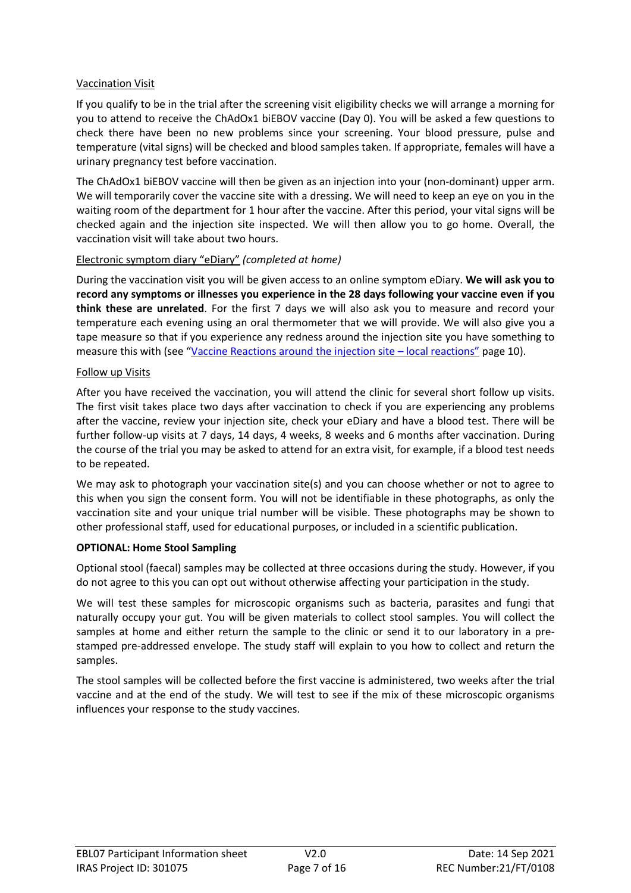### Vaccination Visit

If you qualify to be in the trial after the screening visit eligibility checks we will arrange a morning for you to attend to receive the ChAdOx1 biEBOV vaccine (Day 0). You will be asked a few questions to check there have been no new problems since your screening. Your blood pressure, pulse and temperature (vital signs) will be checked and blood samples taken. If appropriate, females will have a urinary pregnancy test before vaccination.

The ChAdOx1 biEBOV vaccine will then be given as an injection into your (non-dominant) upper arm. We will temporarily cover the vaccine site with a dressing. We will need to keep an eye on you in the waiting room of the department for 1 hour after the vaccine. After this period, your vital signs will be checked again and the injection site inspected. We will then allow you to go home. Overall, the vaccination visit will take about two hours.

### Electronic symptom diary "eDiary" *(completed at home)*

During the vaccination visit you will be given access to an online symptom eDiary. **We will ask you to record any symptoms or illnesses you experience in the 28 days following your vaccine even if you think these are unrelated**. For the first 7 days we will also ask you to measure and record your temperature each evening using an oral thermometer that we will provide. We will also give you a tape measure so that if you experience any redness around the injection site you have something to measure this with (see "Vaccine Reactions around the injection site – local reactions" page 10).

### Follow up Visits

After you have received the vaccination, you will attend the clinic for several short follow up visits. The first visit takes place two days after vaccination to check if you are experiencing any problems after the vaccine, review your injection site, check your eDiary and have a blood test. There will be further follow-up visits at 7 days, 14 days, 4 weeks, 8 weeks and 6 months after vaccination. During the course of the trial you may be asked to attend for an extra visit, for example, if a blood test needs to be repeated.

We may ask to photograph your vaccination site(s) and you can choose whether or not to agree to this when you sign the consent form. You will not be identifiable in these photographs, as only the vaccination site and your unique trial number will be visible. These photographs may be shown to other professional staff, used for educational purposes, or included in a scientific publication.

### OPTIONAL: Home Stool Sampling

Optional stool (faecal) samples may be collected at three occasions during the study. However, if you do not agree to this you can opt out without otherwise affecting your participation in the study.

We will test these samples for microscopic organisms such as bacteria, parasites and fungi that naturally occupy your gut. You will be given materials to collect stool samples. You will collect the samples at home and either return the sample to the clinic or send it to our laboratory in a pre-stamped pre-addressed envelope. The study staff will explain to you how to collect and return the samples.

The stool samples will be collected before the first vaccine is administered, two weeks after the trial vaccine and at the end of the study. We will test to see if the mix of these microscopic organisms influences your response to the study vaccines.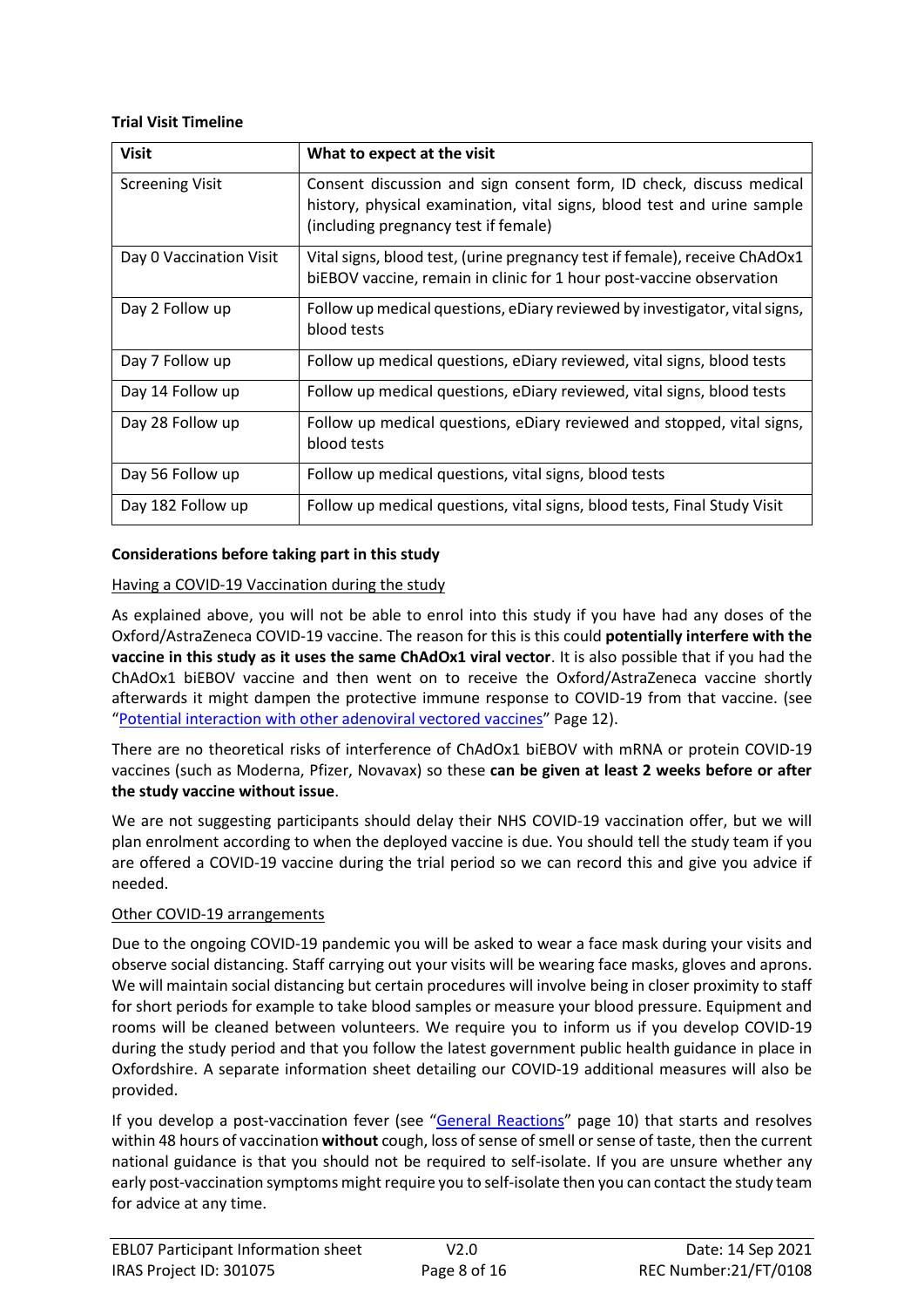**Trial Visit Timeline**

| Visit | What to expect at the visit |
| --- | --- |
| Screening Visit | Consent discussion and sign consent form, ID check, discuss medical history, physical examination, vital signs, blood test and urine sample (including pregnancy test if female) |
| Day 0 Vaccination Visit | Vital signs, blood test, (urine pregnancy test if female), receive ChAdOx1 biEBOV vaccine, remain in clinic for 1 hour post-vaccine observation |
| Day 2 Follow up | Follow up medical questions, eDiary reviewed by investigator, vital signs, blood tests |
| Day 7 Follow up | Follow up medical questions, eDiary reviewed, vital signs, blood tests |
| Day 14 Follow up | Follow up medical questions, eDiary reviewed, vital signs, blood tests |
| Day 28 Follow up | Follow up medical questions, eDiary reviewed and stopped, vital signs, blood tests |
| Day 56 Follow up | Follow up medical questions, vital signs, blood tests |
| Day 182 Follow up | Follow up medical questions, vital signs, blood tests, Final Study Visit |

**Considerations before taking part in this study**

Having a COVID-19 Vaccination during the study

As explained above, you will not be able to enrol into this study if you have had any doses of the Oxford/AstraZeneca COVID-19 vaccine. The reason for this is this could **potentially interfere with the vaccine in this study as it uses the same ChAdOx1 viral vector**. It is also possible that if you had the ChAdOx1 biEBOV vaccine and then went on to receive the Oxford/AstraZeneca vaccine shortly afterwards it might dampen the protective immune response to COVID-19 from that vaccine. (see "Potential interaction with other adenoviral vectored vaccines" Page 12).

There are no theoretical risks of interference of ChAdOx1 biEBOV with mRNA or protein COVID-19 vaccines (such as Moderna, Pfizer, Novavax) so these **can be given at least 2 weeks before or after the study vaccine without issue**.

We are not suggesting participants should delay their NHS COVID-19 vaccination offer, but we will plan enrolment according to when the deployed vaccine is due. You should tell the study team if you are offered a COVID-19 vaccine during the trial period so we can record this and give you advice if needed.

Other COVID-19 arrangements

Due to the ongoing COVID-19 pandemic you will be asked to wear a face mask during your visits and observe social distancing. Staff carrying out your visits will be wearing face masks, gloves and aprons. We will maintain social distancing but certain procedures will involve being in closer proximity to staff for short periods for example to take blood samples or measure your blood pressure. Equipment and rooms will be cleaned between volunteers. We require you to inform us if you develop COVID-19 during the study period and that you follow the latest government public health guidance in place in Oxfordshire. A separate information sheet detailing our COVID-19 additional measures will also be provided.

If you develop a post-vaccination fever (see "General Reactions" page 10) that starts and resolves within 48 hours of vaccination **without** cough, loss of sense of smell or sense of taste, then the current national guidance is that you should not be required to self-isolate. If you are unsure whether any early post-vaccination symptoms might require you to self-isolate then you can contact the study team for advice at any time.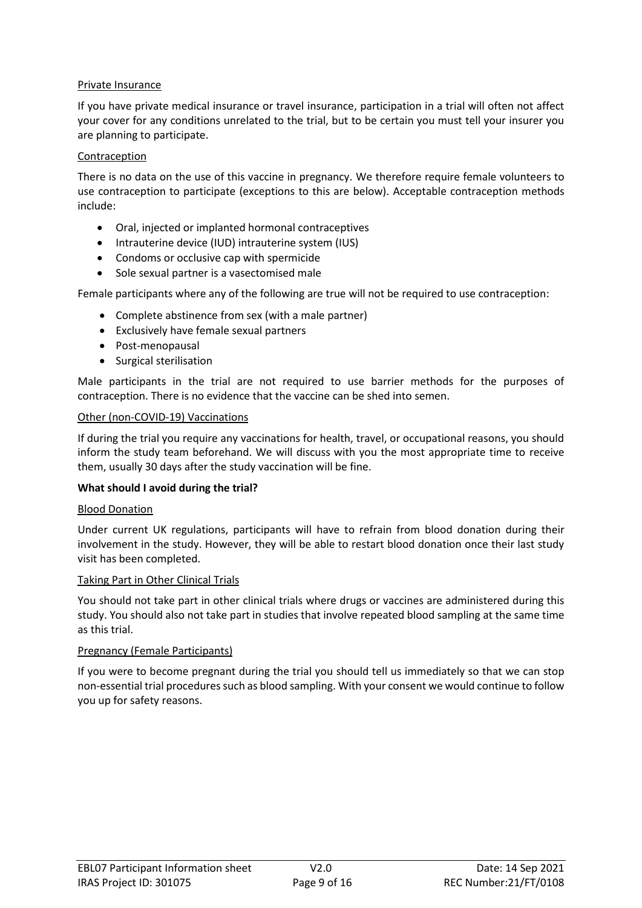Private Insurance

If you have private medical insurance or travel insurance, participation in a trial will often not affect your cover for any conditions unrelated to the trial, but to be certain you must tell your insurer you are planning to participate.

Contraception

There is no data on the use of this vaccine in pregnancy. We therefore require female volunteers to use contraception to participate (exceptions to this are below). Acceptable contraception methods include:

- Oral, injected or implanted hormonal contraceptives
- Intrauterine device (IUD) intrauterine system (IUS)
- Condoms or occlusive cap with spermicide
- Sole sexual partner is a vasectomised male

Female participants where any of the following are true will not be required to use contraception:

- Complete abstinence from sex (with a male partner)
- Exclusively have female sexual partners
- Post-menopausal
- Surgical sterilisation

Male participants in the trial are not required to use barrier methods for the purposes of contraception. There is no evidence that the vaccine can be shed into semen.

Other (non-COVID-19) Vaccinations

If during the trial you require any vaccinations for health, travel, or occupational reasons, you should inform the study team beforehand. We will discuss with you the most appropriate time to receive them, usually 30 days after the study vaccination will be fine.

**What should I avoid during the trial?**

Blood Donation

Under current UK regulations, participants will have to refrain from blood donation during their involvement in the study. However, they will be able to restart blood donation once their last study visit has been completed.

Taking Part in Other Clinical Trials

You should not take part in other clinical trials where drugs or vaccines are administered during this study. You should also not take part in studies that involve repeated blood sampling at the same time as this trial.

Pregnancy (Female Participants)

If you were to become pregnant during the trial you should tell us immediately so that we can stop non-essential trial procedures such as blood sampling. With your consent we would continue to follow you up for safety reasons.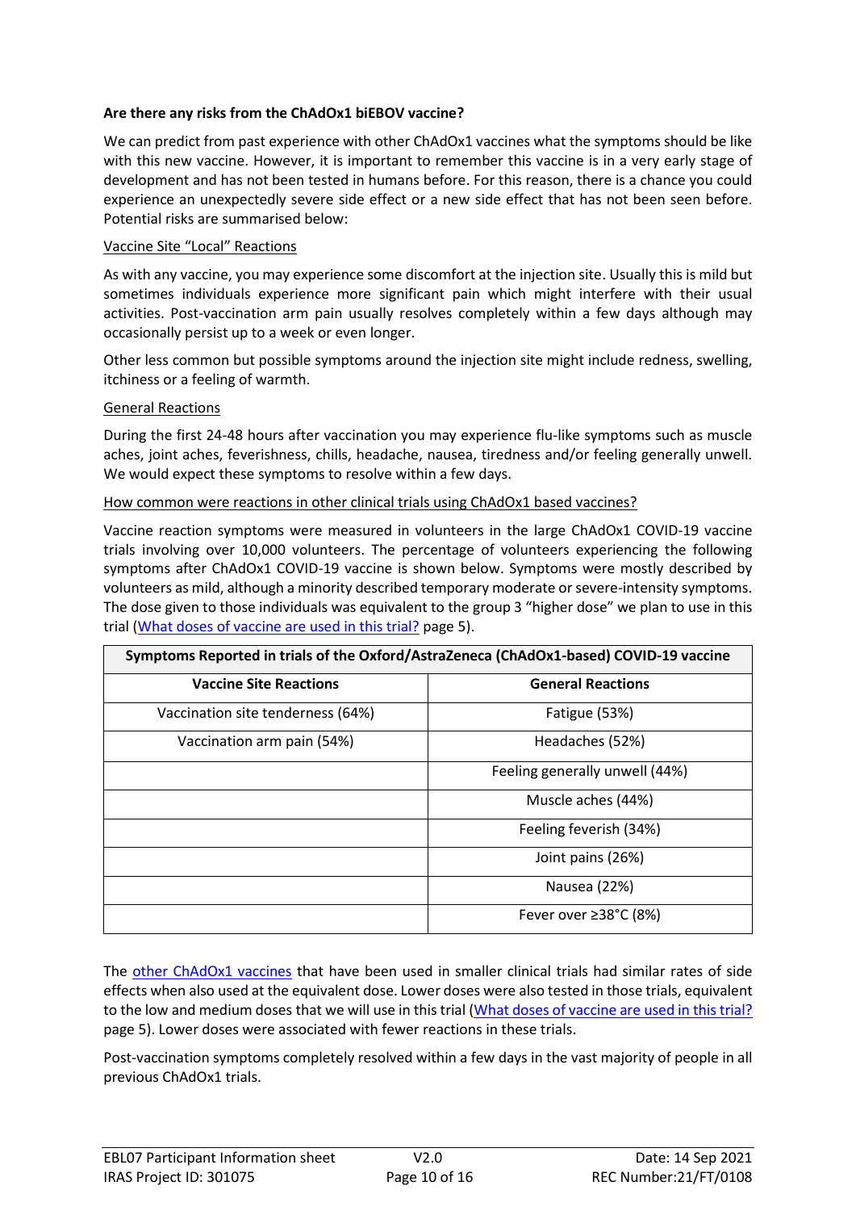**Are there any risks from the ChAdOx1 biEBOV vaccine?**

We can predict from past experience with other ChAdOx1 vaccines what the symptoms should be like with this new vaccine. However, it is important to remember this vaccine is in a very early stage of development and has not been tested in humans before. For this reason, there is a chance you could experience an unexpectedly severe side effect or a new side effect that has not been seen before. Potential risks are summarised below:

Vaccine Site "Local" Reactions

As with any vaccine, you may experience some discomfort at the injection site. Usually this is mild but sometimes individuals experience more significant pain which might interfere with their usual activities. Post-vaccination arm pain usually resolves completely within a few days although may occasionally persist up to a week or even longer.

Other less common but possible symptoms around the injection site might include redness, swelling, itchiness or a feeling of warmth.

General Reactions

During the first 24-48 hours after vaccination you may experience flu-like symptoms such as muscle aches, joint aches, feverishness, chills, headache, nausea, tiredness and/or feeling generally unwell. We would expect these symptoms to resolve within a few days.

How common were reactions in other clinical trials using ChAdOx1 based vaccines?

Vaccine reaction symptoms were measured in volunteers in the large ChAdOx1 COVID-19 vaccine trials involving over 10,000 volunteers. The percentage of volunteers experiencing the following symptoms after ChAdOx1 COVID-19 vaccine is shown below. Symptoms were mostly described by volunteers as mild, although a minority described temporary moderate or severe-intensity symptoms. The dose given to those individuals was equivalent to the group 3 "higher dose" we plan to use in this trial (What doses of vaccine are used in this trial? page 5).

| **Symptoms Reported in trials of the Oxford/AstraZeneca (ChAdOx1-based) COVID-19 vaccine** | |
|---|---|
| **Vaccine Site Reactions** | **General Reactions** |
| Vaccination site tenderness (64%) | Fatigue (53%) |
| Vaccination arm pain (54%) | Headaches (52%) |
| | Feeling generally unwell (44%) |
| | Muscle aches (44%) |
| | Feeling feverish (34%) |
| | Joint pains (26%) |
| | Nausea (22%) |
| | Fever over ≥38°C (8%) |

The other ChAdOx1 vaccines that have been used in smaller clinical trials had similar rates of side effects when also used at the equivalent dose. Lower doses were also tested in those trials, equivalent to the low and medium doses that we will use in this trial (What doses of vaccine are used in this trial? page 5). Lower doses were associated with fewer reactions in these trials.

Post-vaccination symptoms completely resolved within a few days in the vast majority of people in all previous ChAdOx1 trials.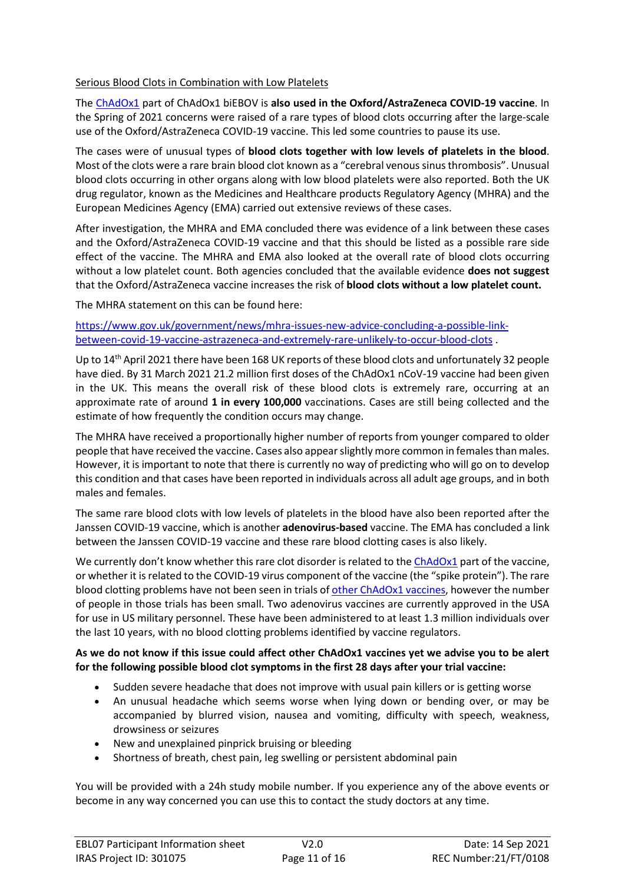Serious Blood Clots in Combination with Low Platelets

The [ChAdOx1](#) part of ChAdOx1 biEBOV is **also used in the Oxford/AstraZeneca COVID-19 vaccine**. In the Spring of 2021 concerns were raised of a rare types of blood clots occurring after the large-scale use of the Oxford/AstraZeneca COVID-19 vaccine. This led some countries to pause its use.

The cases were of unusual types of **blood clots together with low levels of platelets in the blood**. Most of the clots were a rare brain blood clot known as a "cerebral venous sinus thrombosis". Unusual blood clots occurring in other organs along with low blood platelets were also reported. Both the UK drug regulator, known as the Medicines and Healthcare products Regulatory Agency (MHRA) and the European Medicines Agency (EMA) carried out extensive reviews of these cases.

After investigation, the MHRA and EMA concluded there was evidence of a link between these cases and the Oxford/AstraZeneca COVID-19 vaccine and that this should be listed as a possible rare side effect of the vaccine. The MHRA and EMA also looked at the overall rate of blood clots occurring without a low platelet count. Both agencies concluded that the available evidence **does not suggest** that the Oxford/AstraZeneca vaccine increases the risk of **blood clots without a low platelet count.**

The MHRA statement on this can be found here:

https://www.gov.uk/government/news/mhra-issues-new-advice-concluding-a-possible-link-between-covid-19-vaccine-astrazeneca-and-extremely-rare-unlikely-to-occur-blood-clots .

Up to 14th April 2021 there have been 168 UK reports of these blood clots and unfortunately 32 people have died. By 31 March 2021 21.2 million first doses of the ChAdOx1 nCoV-19 vaccine had been given in the UK. This means the overall risk of these blood clots is extremely rare, occurring at an approximate rate of around **1 in every 100,000** vaccinations. Cases are still being collected and the estimate of how frequently the condition occurs may change.

The MHRA have received a proportionally higher number of reports from younger compared to older people that have received the vaccine. Cases also appear slightly more common in females than males. However, it is important to note that there is currently no way of predicting who will go on to develop this condition and that cases have been reported in individuals across all adult age groups, and in both males and females.

The same rare blood clots with low levels of platelets in the blood have also been reported after the Janssen COVID-19 vaccine, which is another **adenovirus-based** vaccine. The EMA has concluded a link between the Janssen COVID-19 vaccine and these rare blood clotting cases is also likely.

We currently don't know whether this rare clot disorder is related to the [ChAdOx1](#) part of the vaccine, or whether it is related to the COVID-19 virus component of the vaccine (the "spike protein"). The rare blood clotting problems have not been seen in trials of [other ChAdOx1 vaccines](#), however the number of people in those trials has been small. Two adenovirus vaccines are currently approved in the USA for use in US military personnel. These have been administered to at least 1.3 million individuals over the last 10 years, with no blood clotting problems identified by vaccine regulators.

**As we do not know if this issue could affect other ChAdOx1 vaccines yet we advise you to be alert for the following possible blood clot symptoms in the first 28 days after your trial vaccine:**

- Sudden severe headache that does not improve with usual pain killers or is getting worse
- An unusual headache which seems worse when lying down or bending over, or may be accompanied by blurred vision, nausea and vomiting, difficulty with speech, weakness, drowsiness or seizures
- New and unexplained pinprick bruising or bleeding
- Shortness of breath, chest pain, leg swelling or persistent abdominal pain

You will be provided with a 24h study mobile number. If you experience any of the above events or become in any way concerned you can use this to contact the study doctors at any time.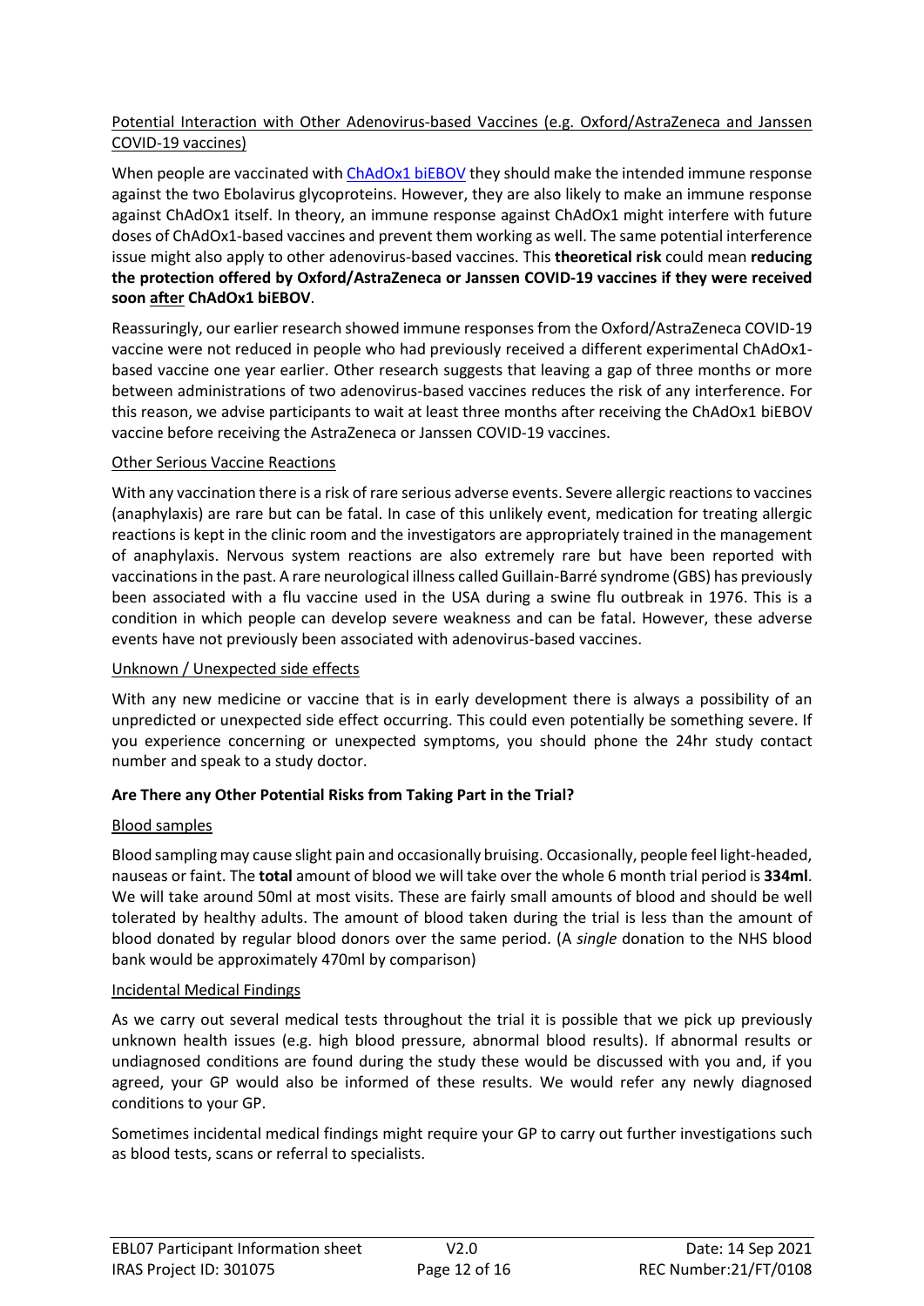Potential Interaction with Other Adenovirus-based Vaccines (e.g. Oxford/AstraZeneca and Janssen COVID-19 vaccines)

When people are vaccinated with ChAdOx1 biEBOV they should make the intended immune response against the two Ebolavirus glycoproteins. However, they are also likely to make an immune response against ChAdOx1 itself. In theory, an immune response against ChAdOx1 might interfere with future doses of ChAdOx1-based vaccines and prevent them working as well. The same potential interference issue might also apply to other adenovirus-based vaccines. This **theoretical risk** could mean **reducing the protection offered by Oxford/AstraZeneca or Janssen COVID-19 vaccines if they were received soon after ChAdOx1 biEBOV**.

Reassuringly, our earlier research showed immune responses from the Oxford/AstraZeneca COVID-19 vaccine were not reduced in people who had previously received a different experimental ChAdOx1-based vaccine one year earlier. Other research suggests that leaving a gap of three months or more between administrations of two adenovirus-based vaccines reduces the risk of any interference. For this reason, we advise participants to wait at least three months after receiving the ChAdOx1 biEBOV vaccine before receiving the AstraZeneca or Janssen COVID-19 vaccines.

Other Serious Vaccine Reactions

With any vaccination there is a risk of rare serious adverse events. Severe allergic reactions to vaccines (anaphylaxis) are rare but can be fatal. In case of this unlikely event, medication for treating allergic reactions is kept in the clinic room and the investigators are appropriately trained in the management of anaphylaxis. Nervous system reactions are also extremely rare but have been reported with vaccinations in the past. A rare neurological illness called Guillain-Barré syndrome (GBS) has previously been associated with a flu vaccine used in the USA during a swine flu outbreak in 1976. This is a condition in which people can develop severe weakness and can be fatal. However, these adverse events have not previously been associated with adenovirus-based vaccines.

Unknown / Unexpected side effects

With any new medicine or vaccine that is in early development there is always a possibility of an unpredicted or unexpected side effect occurring. This could even potentially be something severe. If you experience concerning or unexpected symptoms, you should phone the 24hr study contact number and speak to a study doctor.

**Are There any Other Potential Risks from Taking Part in the Trial?**

Blood samples

Blood sampling may cause slight pain and occasionally bruising. Occasionally, people feel light-headed, nauseas or faint. The **total** amount of blood we will take over the whole 6 month trial period is **334ml**. We will take around 50ml at most visits. These are fairly small amounts of blood and should be well tolerated by healthy adults. The amount of blood taken during the trial is less than the amount of blood donated by regular blood donors over the same period. (A *single* donation to the NHS blood bank would be approximately 470ml by comparison)

Incidental Medical Findings

As we carry out several medical tests throughout the trial it is possible that we pick up previously unknown health issues (e.g. high blood pressure, abnormal blood results). If abnormal results or undiagnosed conditions are found during the study these would be discussed with you and, if you agreed, your GP would also be informed of these results. We would refer any newly diagnosed conditions to your GP.

Sometimes incidental medical findings might require your GP to carry out further investigations such as blood tests, scans or referral to specialists.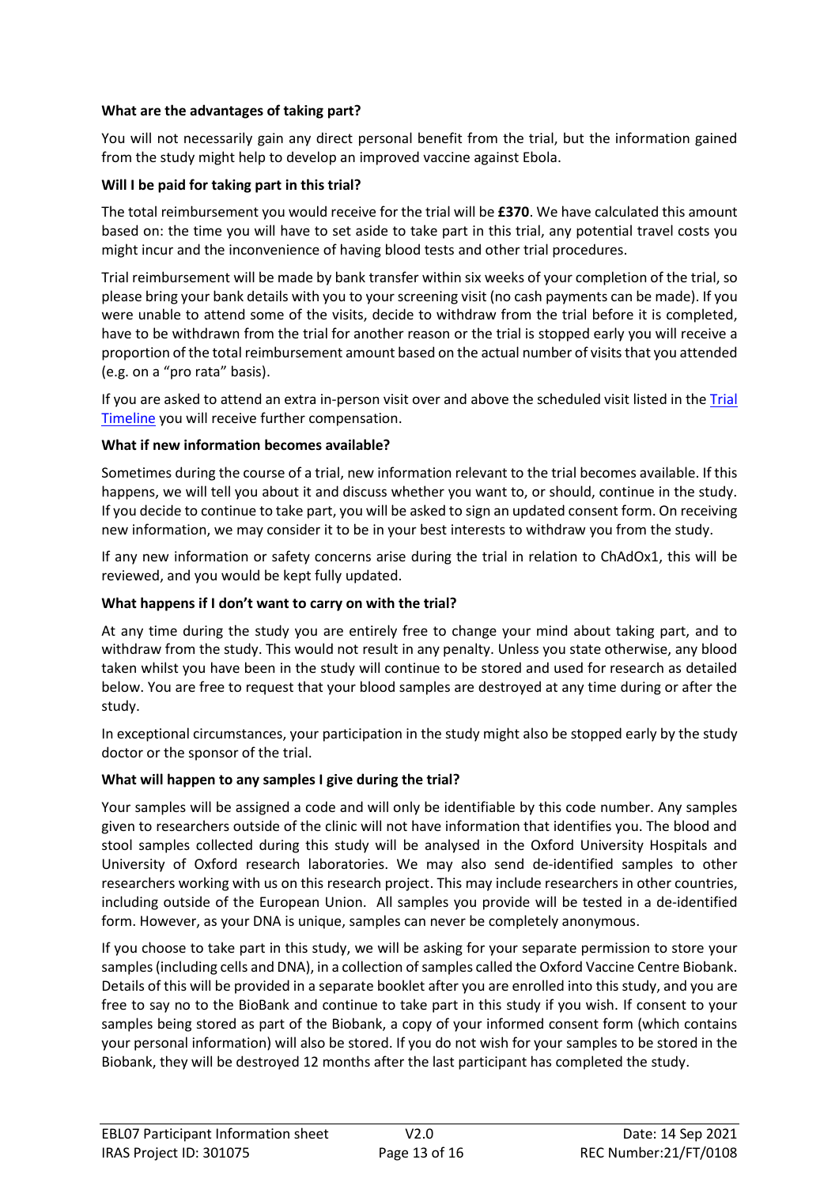**What are the advantages of taking part?**

You will not necessarily gain any direct personal benefit from the trial, but the information gained from the study might help to develop an improved vaccine against Ebola.

**Will I be paid for taking part in this trial?**

The total reimbursement you would receive for the trial will be **£370**. We have calculated this amount based on: the time you will have to set aside to take part in this trial, any potential travel costs you might incur and the inconvenience of having blood tests and other trial procedures.

Trial reimbursement will be made by bank transfer within six weeks of your completion of the trial, so please bring your bank details with you to your screening visit (no cash payments can be made). If you were unable to attend some of the visits, decide to withdraw from the trial before it is completed, have to be withdrawn from the trial for another reason or the trial is stopped early you will receive a proportion of the total reimbursement amount based on the actual number of visits that you attended (e.g. on a "pro rata" basis).

If you are asked to attend an extra in-person visit over and above the scheduled visit listed in the Trial Timeline you will receive further compensation.

**What if new information becomes available?**

Sometimes during the course of a trial, new information relevant to the trial becomes available. If this happens, we will tell you about it and discuss whether you want to, or should, continue in the study. If you decide to continue to take part, you will be asked to sign an updated consent form. On receiving new information, we may consider it to be in your best interests to withdraw you from the study.

If any new information or safety concerns arise during the trial in relation to ChAdOx1, this will be reviewed, and you would be kept fully updated.

**What happens if I don't want to carry on with the trial?**

At any time during the study you are entirely free to change your mind about taking part, and to withdraw from the study. This would not result in any penalty. Unless you state otherwise, any blood taken whilst you have been in the study will continue to be stored and used for research as detailed below. You are free to request that your blood samples are destroyed at any time during or after the study.

In exceptional circumstances, your participation in the study might also be stopped early by the study doctor or the sponsor of the trial.

**What will happen to any samples I give during the trial?**

Your samples will be assigned a code and will only be identifiable by this code number. Any samples given to researchers outside of the clinic will not have information that identifies you. The blood and stool samples collected during this study will be analysed in the Oxford University Hospitals and University of Oxford research laboratories. We may also send de-identified samples to other researchers working with us on this research project. This may include researchers in other countries, including outside of the European Union. All samples you provide will be tested in a de-identified form. However, as your DNA is unique, samples can never be completely anonymous.

If you choose to take part in this study, we will be asking for your separate permission to store your samples (including cells and DNA), in a collection of samples called the Oxford Vaccine Centre Biobank. Details of this will be provided in a separate booklet after you are enrolled into this study, and you are free to say no to the BioBank and continue to take part in this study if you wish. If consent to your samples being stored as part of the Biobank, a copy of your informed consent form (which contains your personal information) will also be stored. If you do not wish for your samples to be stored in the Biobank, they will be destroyed 12 months after the last participant has completed the study.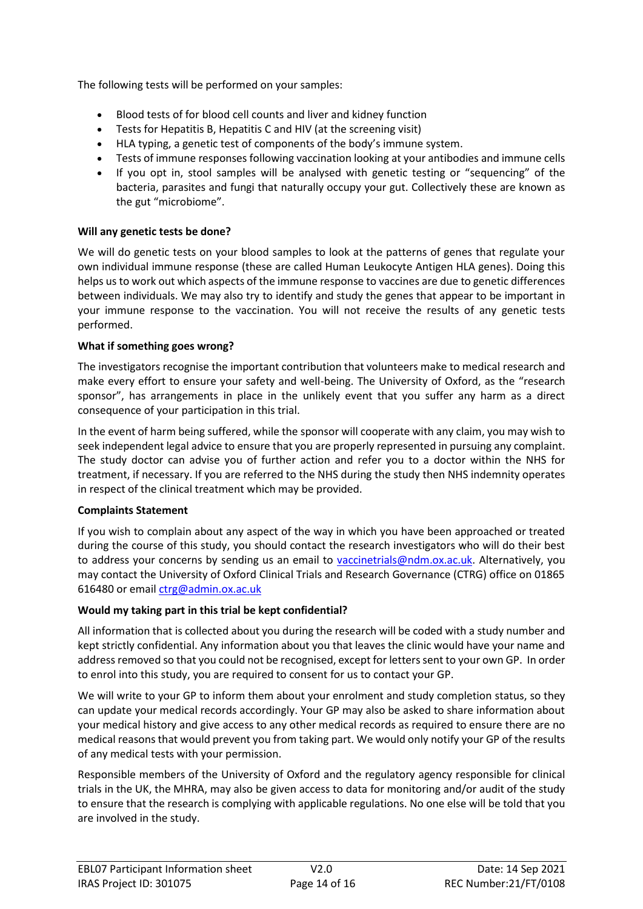The following tests will be performed on your samples:

- Blood tests of for blood cell counts and liver and kidney function
- Tests for Hepatitis B, Hepatitis C and HIV (at the screening visit)
- HLA typing, a genetic test of components of the body's immune system.
- Tests of immune responses following vaccination looking at your antibodies and immune cells
- If you opt in, stool samples will be analysed with genetic testing or "sequencing" of the bacteria, parasites and fungi that naturally occupy your gut. Collectively these are known as the gut "microbiome".

**Will any genetic tests be done?**

We will do genetic tests on your blood samples to look at the patterns of genes that regulate your own individual immune response (these are called Human Leukocyte Antigen HLA genes). Doing this helps us to work out which aspects of the immune response to vaccines are due to genetic differences between individuals. We may also try to identify and study the genes that appear to be important in your immune response to the vaccination. You will not receive the results of any genetic tests performed.

**What if something goes wrong?**

The investigators recognise the important contribution that volunteers make to medical research and make every effort to ensure your safety and well-being. The University of Oxford, as the "research sponsor", has arrangements in place in the unlikely event that you suffer any harm as a direct consequence of your participation in this trial.

In the event of harm being suffered, while the sponsor will cooperate with any claim, you may wish to seek independent legal advice to ensure that you are properly represented in pursuing any complaint. The study doctor can advise you of further action and refer you to a doctor within the NHS for treatment, if necessary. If you are referred to the NHS during the study then NHS indemnity operates in respect of the clinical treatment which may be provided.

**Complaints Statement**

If you wish to complain about any aspect of the way in which you have been approached or treated during the course of this study, you should contact the research investigators who will do their best to address your concerns by sending us an email to vaccinetrials@ndm.ox.ac.uk. Alternatively, you may contact the University of Oxford Clinical Trials and Research Governance (CTRG) office on 01865 616480 or email ctrg@admin.ox.ac.uk

**Would my taking part in this trial be kept confidential?**

All information that is collected about you during the research will be coded with a study number and kept strictly confidential. Any information about you that leaves the clinic would have your name and address removed so that you could not be recognised, except for letters sent to your own GP. In order to enrol into this study, you are required to consent for us to contact your GP.

We will write to your GP to inform them about your enrolment and study completion status, so they can update your medical records accordingly. Your GP may also be asked to share information about your medical history and give access to any other medical records as required to ensure there are no medical reasons that would prevent you from taking part. We would only notify your GP of the results of any medical tests with your permission.

Responsible members of the University of Oxford and the regulatory agency responsible for clinical trials in the UK, the MHRA, may also be given access to data for monitoring and/or audit of the study to ensure that the research is complying with applicable regulations. No one else will be told that you are involved in the study.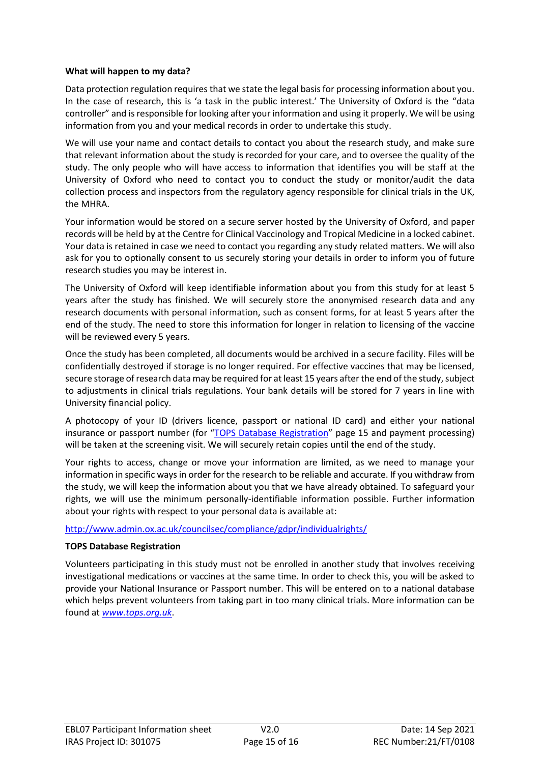**What will happen to my data?**

Data protection regulation requires that we state the legal basis for processing information about you. In the case of research, this is 'a task in the public interest.' The University of Oxford is the "data controller" and is responsible for looking after your information and using it properly. We will be using information from you and your medical records in order to undertake this study.

We will use your name and contact details to contact you about the research study, and make sure that relevant information about the study is recorded for your care, and to oversee the quality of the study. The only people who will have access to information that identifies you will be staff at the University of Oxford who need to contact you to conduct the study or monitor/audit the data collection process and inspectors from the regulatory agency responsible for clinical trials in the UK, the MHRA.

Your information would be stored on a secure server hosted by the University of Oxford, and paper records will be held by at the Centre for Clinical Vaccinology and Tropical Medicine in a locked cabinet. Your data is retained in case we need to contact you regarding any study related matters. We will also ask for you to optionally consent to us securely storing your details in order to inform you of future research studies you may be interest in.

The University of Oxford will keep identifiable information about you from this study for at least 5 years after the study has finished. We will securely store the anonymised research data and any research documents with personal information, such as consent forms, for at least 5 years after the end of the study. The need to store this information for longer in relation to licensing of the vaccine will be reviewed every 5 years.

Once the study has been completed, all documents would be archived in a secure facility. Files will be confidentially destroyed if storage is no longer required. For effective vaccines that may be licensed, secure storage of research data may be required for at least 15 years after the end of the study, subject to adjustments in clinical trials regulations. Your bank details will be stored for 7 years in line with University financial policy.

A photocopy of your ID (drivers licence, passport or national ID card) and either your national insurance or passport number (for "TOPS Database Registration" page 15 and payment processing) will be taken at the screening visit. We will securely retain copies until the end of the study.

Your rights to access, change or move your information are limited, as we need to manage your information in specific ways in order for the research to be reliable and accurate. If you withdraw from the study, we will keep the information about you that we have already obtained. To safeguard your rights, we will use the minimum personally-identifiable information possible. Further information about your rights with respect to your personal data is available at:

http://www.admin.ox.ac.uk/councilsec/compliance/gdpr/individualrights/

**TOPS Database Registration**

Volunteers participating in this study must not be enrolled in another study that involves receiving investigational medications or vaccines at the same time. In order to check this, you will be asked to provide your National Insurance or Passport number. This will be entered on to a national database which helps prevent volunteers from taking part in too many clinical trials. More information can be found at *www.tops.org.uk*.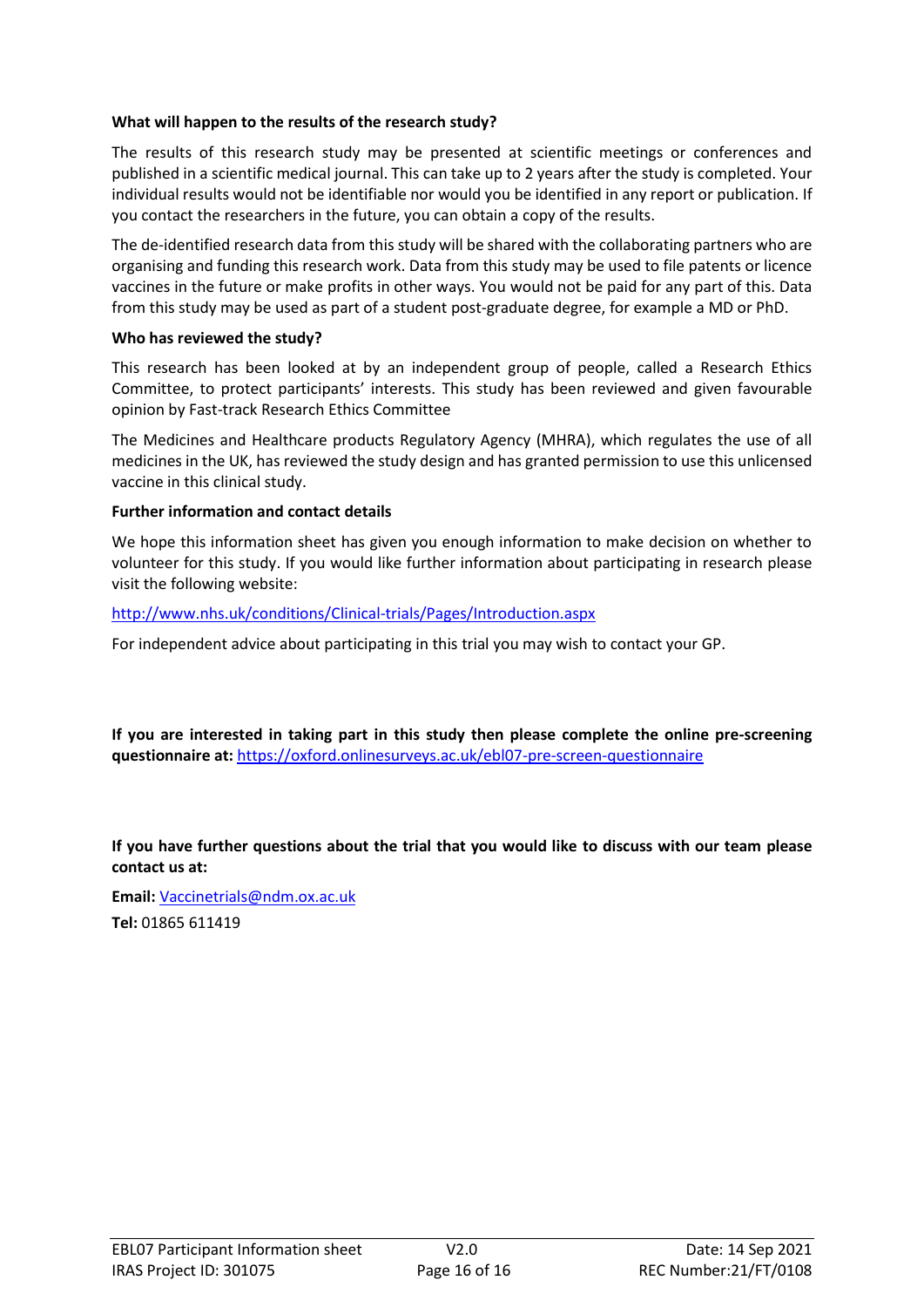**What will happen to the results of the research study?**

The results of this research study may be presented at scientific meetings or conferences and published in a scientific medical journal. This can take up to 2 years after the study is completed. Your individual results would not be identifiable nor would you be identified in any report or publication. If you contact the researchers in the future, you can obtain a copy of the results.

The de-identified research data from this study will be shared with the collaborating partners who are organising and funding this research work. Data from this study may be used to file patents or licence vaccines in the future or make profits in other ways. You would not be paid for any part of this. Data from this study may be used as part of a student post-graduate degree, for example a MD or PhD.

**Who has reviewed the study?**

This research has been looked at by an independent group of people, called a Research Ethics Committee, to protect participants' interests. This study has been reviewed and given favourable opinion by Fast-track Research Ethics Committee

The Medicines and Healthcare products Regulatory Agency (MHRA), which regulates the use of all medicines in the UK, has reviewed the study design and has granted permission to use this unlicensed vaccine in this clinical study.

**Further information and contact details**

We hope this information sheet has given you enough information to make decision on whether to volunteer for this study. If you would like further information about participating in research please visit the following website:

http://www.nhs.uk/conditions/Clinical-trials/Pages/Introduction.aspx

For independent advice about participating in this trial you may wish to contact your GP.

**If you are interested in taking part in this study then please complete the online pre-screening questionnaire at:** https://oxford.onlinesurveys.ac.uk/ebl07-pre-screen-questionnaire

**If you have further questions about the trial that you would like to discuss with our team please contact us at:**

**Email:** Vaccinetrials@ndm.ox.ac.uk

**Tel:** 01865 611419